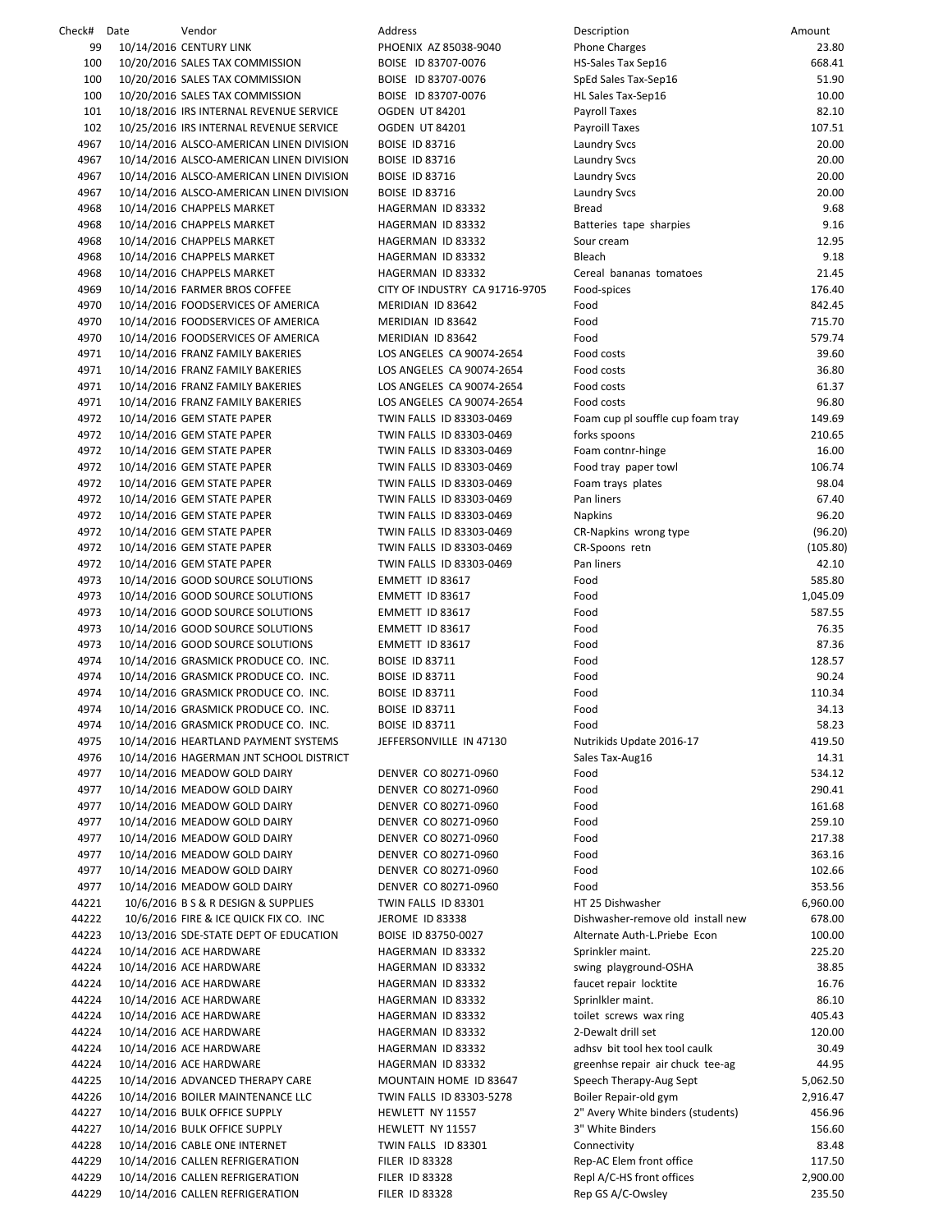| Check# | Date | Vendor | Address | Description | Amount |
|---|---|---|---|---|---|
| 99 | 10/14/2016 | CENTURY LINK | PHOENIX AZ 85038-9040 | Phone Charges | 23.80 |
| 100 | 10/20/2016 | SALES TAX COMMISSION | BOISE ID 83707-0076 | HS-Sales Tax Sep16 | 668.41 |
| 100 | 10/20/2016 | SALES TAX COMMISSION | BOISE ID 83707-0076 | SpEd Sales Tax-Sep16 | 51.90 |
| 100 | 10/20/2016 | SALES TAX COMMISSION | BOISE ID 83707-0076 | HL Sales Tax-Sep16 | 10.00 |
| 101 | 10/18/2016 | IRS INTERNAL REVENUE SERVICE | OGDEN UT 84201 | Payroll Taxes | 82.10 |
| 102 | 10/25/2016 | IRS INTERNAL REVENUE SERVICE | OGDEN UT 84201 | Payroill Taxes | 107.51 |
| 4967 | 10/14/2016 | ALSCO-AMERICAN LINEN DIVISION | BOISE ID 83716 | Laundry Svcs | 20.00 |
| 4967 | 10/14/2016 | ALSCO-AMERICAN LINEN DIVISION | BOISE ID 83716 | Laundry Svcs | 20.00 |
| 4967 | 10/14/2016 | ALSCO-AMERICAN LINEN DIVISION | BOISE ID 83716 | Laundry Svcs | 20.00 |
| 4967 | 10/14/2016 | ALSCO-AMERICAN LINEN DIVISION | BOISE ID 83716 | Laundry Svcs | 20.00 |
| 4968 | 10/14/2016 | CHAPPELS MARKET | HAGERMAN ID 83332 | Bread | 9.68 |
| 4968 | 10/14/2016 | CHAPPELS MARKET | HAGERMAN ID 83332 | Batteries tape sharpies | 9.16 |
| 4968 | 10/14/2016 | CHAPPELS MARKET | HAGERMAN ID 83332 | Sour cream | 12.95 |
| 4968 | 10/14/2016 | CHAPPELS MARKET | HAGERMAN ID 83332 | Bleach | 9.18 |
| 4968 | 10/14/2016 | CHAPPELS MARKET | HAGERMAN ID 83332 | Cereal bananas tomatoes | 21.45 |
| 4969 | 10/14/2016 | FARMER BROS COFFEE | CITY OF INDUSTRY CA 91716-9705 | Food-spices | 176.40 |
| 4970 | 10/14/2016 | FOODSERVICES OF AMERICA | MERIDIAN ID 83642 | Food | 842.45 |
| 4970 | 10/14/2016 | FOODSERVICES OF AMERICA | MERIDIAN ID 83642 | Food | 715.70 |
| 4970 | 10/14/2016 | FOODSERVICES OF AMERICA | MERIDIAN ID 83642 | Food | 579.74 |
| 4971 | 10/14/2016 | FRANZ FAMILY BAKERIES | LOS ANGELES CA 90074-2654 | Food costs | 39.60 |
| 4971 | 10/14/2016 | FRANZ FAMILY BAKERIES | LOS ANGELES CA 90074-2654 | Food costs | 36.80 |
| 4971 | 10/14/2016 | FRANZ FAMILY BAKERIES | LOS ANGELES CA 90074-2654 | Food costs | 61.37 |
| 4971 | 10/14/2016 | FRANZ FAMILY BAKERIES | LOS ANGELES CA 90074-2654 | Food costs | 96.80 |
| 4972 | 10/14/2016 | GEM STATE PAPER | TWIN FALLS ID 83303-0469 | Foam cup pl souffle cup foam tray | 149.69 |
| 4972 | 10/14/2016 | GEM STATE PAPER | TWIN FALLS ID 83303-0469 | forks spoons | 210.65 |
| 4972 | 10/14/2016 | GEM STATE PAPER | TWIN FALLS ID 83303-0469 | Foam contnr-hinge | 16.00 |
| 4972 | 10/14/2016 | GEM STATE PAPER | TWIN FALLS ID 83303-0469 | Food tray paper towl | 106.74 |
| 4972 | 10/14/2016 | GEM STATE PAPER | TWIN FALLS ID 83303-0469 | Foam trays plates | 98.04 |
| 4972 | 10/14/2016 | GEM STATE PAPER | TWIN FALLS ID 83303-0469 | Pan liners | 67.40 |
| 4972 | 10/14/2016 | GEM STATE PAPER | TWIN FALLS ID 83303-0469 | Napkins | 96.20 |
| 4972 | 10/14/2016 | GEM STATE PAPER | TWIN FALLS ID 83303-0469 | CR-Napkins wrong type | (96.20) |
| 4972 | 10/14/2016 | GEM STATE PAPER | TWIN FALLS ID 83303-0469 | CR-Spoons retn | (105.80) |
| 4972 | 10/14/2016 | GEM STATE PAPER | TWIN FALLS ID 83303-0469 | Pan liners | 42.10 |
| 4973 | 10/14/2016 | GOOD SOURCE SOLUTIONS | EMMETT ID 83617 | Food | 585.80 |
| 4973 | 10/14/2016 | GOOD SOURCE SOLUTIONS | EMMETT ID 83617 | Food | 1,045.09 |
| 4973 | 10/14/2016 | GOOD SOURCE SOLUTIONS | EMMETT ID 83617 | Food | 587.55 |
| 4973 | 10/14/2016 | GOOD SOURCE SOLUTIONS | EMMETT ID 83617 | Food | 76.35 |
| 4973 | 10/14/2016 | GOOD SOURCE SOLUTIONS | EMMETT ID 83617 | Food | 87.36 |
| 4974 | 10/14/2016 | GRASMICK PRODUCE CO. INC. | BOISE ID 83711 | Food | 128.57 |
| 4974 | 10/14/2016 | GRASMICK PRODUCE CO. INC. | BOISE ID 83711 | Food | 90.24 |
| 4974 | 10/14/2016 | GRASMICK PRODUCE CO. INC. | BOISE ID 83711 | Food | 110.34 |
| 4974 | 10/14/2016 | GRASMICK PRODUCE CO. INC. | BOISE ID 83711 | Food | 34.13 |
| 4974 | 10/14/2016 | GRASMICK PRODUCE CO. INC. | BOISE ID 83711 | Food | 58.23 |
| 4975 | 10/14/2016 | HEARTLAND PAYMENT SYSTEMS | JEFFERSONVILLE IN 47130 | Nutrikids Update 2016-17 | 419.50 |
| 4976 | 10/14/2016 | HAGERMAN JNT SCHOOL DISTRICT | | Sales Tax-Aug16 | 14.31 |
| 4977 | 10/14/2016 | MEADOW GOLD DAIRY | DENVER CO 80271-0960 | Food | 534.12 |
| 4977 | 10/14/2016 | MEADOW GOLD DAIRY | DENVER CO 80271-0960 | Food | 290.41 |
| 4977 | 10/14/2016 | MEADOW GOLD DAIRY | DENVER CO 80271-0960 | Food | 161.68 |
| 4977 | 10/14/2016 | MEADOW GOLD DAIRY | DENVER CO 80271-0960 | Food | 259.10 |
| 4977 | 10/14/2016 | MEADOW GOLD DAIRY | DENVER CO 80271-0960 | Food | 217.38 |
| 4977 | 10/14/2016 | MEADOW GOLD DAIRY | DENVER CO 80271-0960 | Food | 363.16 |
| 4977 | 10/14/2016 | MEADOW GOLD DAIRY | DENVER CO 80271-0960 | Food | 102.66 |
| 4977 | 10/14/2016 | MEADOW GOLD DAIRY | DENVER CO 80271-0960 | Food | 353.56 |
| 44221 | 10/6/2016 | B S & R DESIGN & SUPPLIES | TWIN FALLS ID 83301 | HT 25 Dishwasher | 6,960.00 |
| 44222 | 10/6/2016 | FIRE & ICE QUICK FIX CO. INC | JEROME ID 83338 | Dishwasher-remove old install new | 678.00 |
| 44223 | 10/13/2016 | SDE-STATE DEPT OF EDUCATION | BOISE ID 83750-0027 | Alternate Auth-L.Priebe Econ | 100.00 |
| 44224 | 10/14/2016 | ACE HARDWARE | HAGERMAN ID 83332 | Sprinkler maint. | 225.20 |
| 44224 | 10/14/2016 | ACE HARDWARE | HAGERMAN ID 83332 | swing playground-OSHA | 38.85 |
| 44224 | 10/14/2016 | ACE HARDWARE | HAGERMAN ID 83332 | faucet repair locktite | 16.76 |
| 44224 | 10/14/2016 | ACE HARDWARE | HAGERMAN ID 83332 | Sprinlkler maint. | 86.10 |
| 44224 | 10/14/2016 | ACE HARDWARE | HAGERMAN ID 83332 | toilet screws wax ring | 405.43 |
| 44224 | 10/14/2016 | ACE HARDWARE | HAGERMAN ID 83332 | 2-Dewalt drill set | 120.00 |
| 44224 | 10/14/2016 | ACE HARDWARE | HAGERMAN ID 83332 | adhsv bit tool hex tool caulk | 30.49 |
| 44224 | 10/14/2016 | ACE HARDWARE | HAGERMAN ID 83332 | greenhse repair air chuck tee-ag | 44.95 |
| 44225 | 10/14/2016 | ADVANCED THERAPY CARE | MOUNTAIN HOME ID 83647 | Speech Therapy-Aug Sept | 5,062.50 |
| 44226 | 10/14/2016 | BOILER MAINTENANCE LLC | TWIN FALLS ID 83303-5278 | Boiler Repair-old gym | 2,916.47 |
| 44227 | 10/14/2016 | BULK OFFICE SUPPLY | HEWLETT NY 11557 | 2" Avery White binders (students) | 456.96 |
| 44227 | 10/14/2016 | BULK OFFICE SUPPLY | HEWLETT NY 11557 | 3" White Binders | 156.60 |
| 44228 | 10/14/2016 | CABLE ONE INTERNET | TWIN FALLS ID 83301 | Connectivity | 83.48 |
| 44229 | 10/14/2016 | CALLEN REFRIGERATION | FILER ID 83328 | Rep-AC Elem front office | 117.50 |
| 44229 | 10/14/2016 | CALLEN REFRIGERATION | FILER ID 83328 | Repl A/C-HS front offices | 2,900.00 |
| 44229 | 10/14/2016 | CALLEN REFRIGERATION | FILER ID 83328 | Rep GS A/C-Owsley | 235.50 |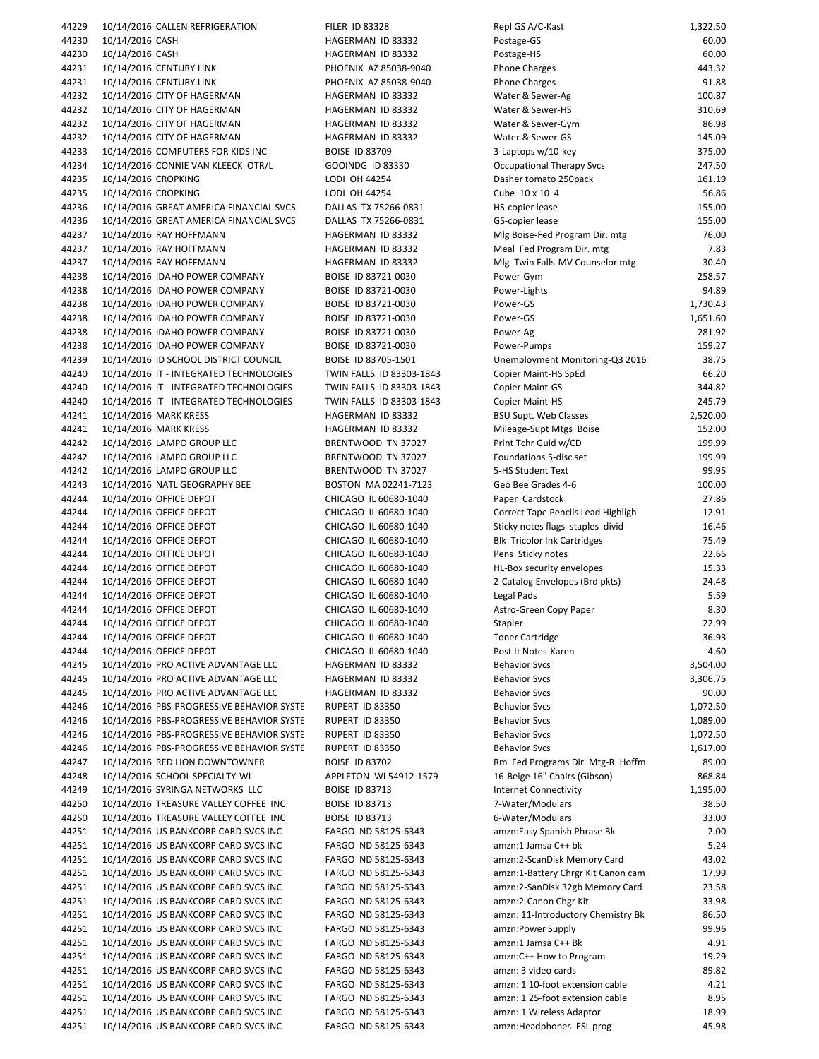| | | | | | |
|---|---|---|---|---|---|
| 44229 | 10/14/2016 | CALLEN REFRIGERATION | FILER ID 83328 | Repl GS A/C-Kast | 1,322.50 |
| 44230 | 10/14/2016 | CASH | HAGERMAN ID 83332 | Postage-GS | 60.00 |
| 44230 | 10/14/2016 | CASH | HAGERMAN ID 83332 | Postage-HS | 60.00 |
| 44231 | 10/14/2016 | CENTURY LINK | PHOENIX AZ 85038-9040 | Phone Charges | 443.32 |
| 44231 | 10/14/2016 | CENTURY LINK | PHOENIX AZ 85038-9040 | Phone Charges | 91.88 |
| 44232 | 10/14/2016 | CITY OF HAGERMAN | HAGERMAN ID 83332 | Water & Sewer-Ag | 100.87 |
| 44232 | 10/14/2016 | CITY OF HAGERMAN | HAGERMAN ID 83332 | Water & Sewer-HS | 310.69 |
| 44232 | 10/14/2016 | CITY OF HAGERMAN | HAGERMAN ID 83332 | Water & Sewer-Gym | 86.98 |
| 44232 | 10/14/2016 | CITY OF HAGERMAN | HAGERMAN ID 83332 | Water & Sewer-GS | 145.09 |
| 44233 | 10/14/2016 | COMPUTERS FOR KIDS INC | BOISE ID 83709 | 3-Laptops w/10-key | 375.00 |
| 44234 | 10/14/2016 | CONNIE VAN KLEECK OTR/L | GOOINDG ID 83330 | Occupational Therapy Svcs | 247.50 |
| 44235 | 10/14/2016 | CROPKING | LODI OH 44254 | Dasher tomato 250pack | 161.19 |
| 44235 | 10/14/2016 | CROPKING | LODI OH 44254 | Cube 10 x 10 4 | 56.86 |
| 44236 | 10/14/2016 | GREAT AMERICA FINANCIAL SVCS | DALLAS TX 75266-0831 | HS-copier lease | 155.00 |
| 44236 | 10/14/2016 | GREAT AMERICA FINANCIAL SVCS | DALLAS TX 75266-0831 | GS-copier lease | 155.00 |
| 44237 | 10/14/2016 | RAY HOFFMANN | HAGERMAN ID 83332 | Mlg Boise-Fed Program Dir. mtg | 76.00 |
| 44237 | 10/14/2016 | RAY HOFFMANN | HAGERMAN ID 83332 | Meal Fed Program Dir. mtg | 7.83 |
| 44237 | 10/14/2016 | RAY HOFFMANN | HAGERMAN ID 83332 | Mlg Twin Falls-MV Counselor mtg | 30.40 |
| 44238 | 10/14/2016 | IDAHO POWER COMPANY | BOISE ID 83721-0030 | Power-Gym | 258.57 |
| 44238 | 10/14/2016 | IDAHO POWER COMPANY | BOISE ID 83721-0030 | Power-Lights | 94.89 |
| 44238 | 10/14/2016 | IDAHO POWER COMPANY | BOISE ID 83721-0030 | Power-GS | 1,730.43 |
| 44238 | 10/14/2016 | IDAHO POWER COMPANY | BOISE ID 83721-0030 | Power-GS | 1,651.60 |
| 44238 | 10/14/2016 | IDAHO POWER COMPANY | BOISE ID 83721-0030 | Power-Ag | 281.92 |
| 44238 | 10/14/2016 | IDAHO POWER COMPANY | BOISE ID 83721-0030 | Power-Pumps | 159.27 |
| 44239 | 10/14/2016 | ID SCHOOL DISTRICT COUNCIL | BOISE ID 83705-1501 | Unemployment Monitoring-Q3 2016 | 38.75 |
| 44240 | 10/14/2016 | IT - INTEGRATED TECHNOLOGIES | TWIN FALLS ID 83303-1843 | Copier Maint-HS SpEd | 66.20 |
| 44240 | 10/14/2016 | IT - INTEGRATED TECHNOLOGIES | TWIN FALLS ID 83303-1843 | Copier Maint-GS | 344.82 |
| 44240 | 10/14/2016 | IT - INTEGRATED TECHNOLOGIES | TWIN FALLS ID 83303-1843 | Copier Maint-HS | 245.79 |
| 44241 | 10/14/2016 | MARK KRESS | HAGERMAN ID 83332 | BSU Supt. Web Classes | 2,520.00 |
| 44241 | 10/14/2016 | MARK KRESS | HAGERMAN ID 83332 | Mileage-Supt Mtgs Boise | 152.00 |
| 44242 | 10/14/2016 | LAMPO GROUP LLC | BRENTWOOD TN 37027 | Print Tchr Guid w/CD | 199.99 |
| 44242 | 10/14/2016 | LAMPO GROUP LLC | BRENTWOOD TN 37027 | Foundations 5-disc set | 199.99 |
| 44242 | 10/14/2016 | LAMPO GROUP LLC | BRENTWOOD TN 37027 | 5-HS Student Text | 99.95 |
| 44243 | 10/14/2016 | NATL GEOGRAPHY BEE | BOSTON MA 02241-7123 | Geo Bee Grades 4-6 | 100.00 |
| 44244 | 10/14/2016 | OFFICE DEPOT | CHICAGO IL 60680-1040 | Paper Cardstock | 27.86 |
| 44244 | 10/14/2016 | OFFICE DEPOT | CHICAGO IL 60680-1040 | Correct Tape Pencils Lead Highligh | 12.91 |
| 44244 | 10/14/2016 | OFFICE DEPOT | CHICAGO IL 60680-1040 | Sticky notes flags staples divid | 16.46 |
| 44244 | 10/14/2016 | OFFICE DEPOT | CHICAGO IL 60680-1040 | Blk Tricolor Ink Cartridges | 75.49 |
| 44244 | 10/14/2016 | OFFICE DEPOT | CHICAGO IL 60680-1040 | Pens Sticky notes | 22.66 |
| 44244 | 10/14/2016 | OFFICE DEPOT | CHICAGO IL 60680-1040 | HL-Box security envelopes | 15.33 |
| 44244 | 10/14/2016 | OFFICE DEPOT | CHICAGO IL 60680-1040 | 2-Catalog Envelopes (Brd pkts) | 24.48 |
| 44244 | 10/14/2016 | OFFICE DEPOT | CHICAGO IL 60680-1040 | Legal Pads | 5.59 |
| 44244 | 10/14/2016 | OFFICE DEPOT | CHICAGO IL 60680-1040 | Astro-Green Copy Paper | 8.30 |
| 44244 | 10/14/2016 | OFFICE DEPOT | CHICAGO IL 60680-1040 | Stapler | 22.99 |
| 44244 | 10/14/2016 | OFFICE DEPOT | CHICAGO IL 60680-1040 | Toner Cartridge | 36.93 |
| 44244 | 10/14/2016 | OFFICE DEPOT | CHICAGO IL 60680-1040 | Post It Notes-Karen | 4.60 |
| 44245 | 10/14/2016 | PRO ACTIVE ADVANTAGE LLC | HAGERMAN ID 83332 | Behavior Svcs | 3,504.00 |
| 44245 | 10/14/2016 | PRO ACTIVE ADVANTAGE LLC | HAGERMAN ID 83332 | Behavior Svcs | 3,306.75 |
| 44245 | 10/14/2016 | PRO ACTIVE ADVANTAGE LLC | HAGERMAN ID 83332 | Behavior Svcs | 90.00 |
| 44246 | 10/14/2016 | PBS-PROGRESSIVE BEHAVIOR SYSTE | RUPERT ID 83350 | Behavior Svcs | 1,072.50 |
| 44246 | 10/14/2016 | PBS-PROGRESSIVE BEHAVIOR SYSTE | RUPERT ID 83350 | Behavior Svcs | 1,089.00 |
| 44246 | 10/14/2016 | PBS-PROGRESSIVE BEHAVIOR SYSTE | RUPERT ID 83350 | Behavior Svcs | 1,072.50 |
| 44246 | 10/14/2016 | PBS-PROGRESSIVE BEHAVIOR SYSTE | RUPERT ID 83350 | Behavior Svcs | 1,617.00 |
| 44247 | 10/14/2016 | RED LION DOWNTOWNER | BOISE ID 83702 | Rm Fed Programs Dir. Mtg-R. Hoffm | 89.00 |
| 44248 | 10/14/2016 | SCHOOL SPECIALTY-WI | APPLETON WI 54912-1579 | 16-Beige 16" Chairs (Gibson) | 868.84 |
| 44249 | 10/14/2016 | SYRINGA NETWORKS LLC | BOISE ID 83713 | Internet Connectivity | 1,195.00 |
| 44250 | 10/14/2016 | TREASURE VALLEY COFFEE INC | BOISE ID 83713 | 7-Water/Modulars | 38.50 |
| 44250 | 10/14/2016 | TREASURE VALLEY COFFEE INC | BOISE ID 83713 | 6-Water/Modulars | 33.00 |
| 44251 | 10/14/2016 | US BANKCORP CARD SVCS INC | FARGO ND 58125-6343 | amzn:Easy Spanish Phrase Bk | 2.00 |
| 44251 | 10/14/2016 | US BANKCORP CARD SVCS INC | FARGO ND 58125-6343 | amzn:1 Jamsa C++ bk | 5.24 |
| 44251 | 10/14/2016 | US BANKCORP CARD SVCS INC | FARGO ND 58125-6343 | amzn:2-ScanDisk Memory Card | 43.02 |
| 44251 | 10/14/2016 | US BANKCORP CARD SVCS INC | FARGO ND 58125-6343 | amzn:1-Battery Chrgr Kit Canon cam | 17.99 |
| 44251 | 10/14/2016 | US BANKCORP CARD SVCS INC | FARGO ND 58125-6343 | amzn:2-SanDisk 32gb Memory Card | 23.58 |
| 44251 | 10/14/2016 | US BANKCORP CARD SVCS INC | FARGO ND 58125-6343 | amzn:2-Canon Chgr Kit | 33.98 |
| 44251 | 10/14/2016 | US BANKCORP CARD SVCS INC | FARGO ND 58125-6343 | amzn: 11-Introductory Chemistry Bk | 86.50 |
| 44251 | 10/14/2016 | US BANKCORP CARD SVCS INC | FARGO ND 58125-6343 | amzn:Power Supply | 99.96 |
| 44251 | 10/14/2016 | US BANKCORP CARD SVCS INC | FARGO ND 58125-6343 | amzn:1 Jamsa C++ Bk | 4.91 |
| 44251 | 10/14/2016 | US BANKCORP CARD SVCS INC | FARGO ND 58125-6343 | amzn:C++ How to Program | 19.29 |
| 44251 | 10/14/2016 | US BANKCORP CARD SVCS INC | FARGO ND 58125-6343 | amzn: 3 video cards | 89.82 |
| 44251 | 10/14/2016 | US BANKCORP CARD SVCS INC | FARGO ND 58125-6343 | amzn: 1 10-foot extension cable | 4.21 |
| 44251 | 10/14/2016 | US BANKCORP CARD SVCS INC | FARGO ND 58125-6343 | amzn: 1 25-foot extension cable | 8.95 |
| 44251 | 10/14/2016 | US BANKCORP CARD SVCS INC | FARGO ND 58125-6343 | amzn: 1 Wireless Adaptor | 18.99 |
| 44251 | 10/14/2016 | US BANKCORP CARD SVCS INC | FARGO ND 58125-6343 | amzn:Headphones ESL prog | 45.98 |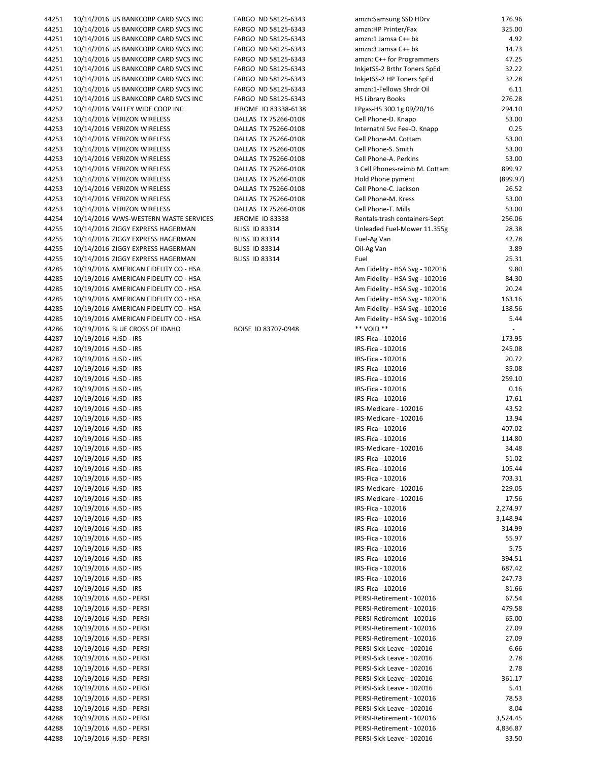| | | | | |
|---|---|---|---|---|
| 44251 | 10/14/2016 US BANKCORP CARD SVCS INC | FARGO ND 58125-6343 | amzn:Samsung SSD HDrv | 176.96 |
| 44251 | 10/14/2016 US BANKCORP CARD SVCS INC | FARGO ND 58125-6343 | amzn:HP Printer/Fax | 325.00 |
| 44251 | 10/14/2016 US BANKCORP CARD SVCS INC | FARGO ND 58125-6343 | amzn:1 Jamsa C++ bk | 4.92 |
| 44251 | 10/14/2016 US BANKCORP CARD SVCS INC | FARGO ND 58125-6343 | amzn:3 Jamsa C++ bk | 14.73 |
| 44251 | 10/14/2016 US BANKCORP CARD SVCS INC | FARGO ND 58125-6343 | amzn: C++ for Programmers | 47.25 |
| 44251 | 10/14/2016 US BANKCORP CARD SVCS INC | FARGO ND 58125-6343 | InkjetSS-2 Brthr Toners SpEd | 32.22 |
| 44251 | 10/14/2016 US BANKCORP CARD SVCS INC | FARGO ND 58125-6343 | InkjetSS-2 HP Toners SpEd | 32.28 |
| 44251 | 10/14/2016 US BANKCORP CARD SVCS INC | FARGO ND 58125-6343 | amzn:1-Fellows Shrdr Oil | 6.11 |
| 44251 | 10/14/2016 US BANKCORP CARD SVCS INC | FARGO ND 58125-6343 | HS Library Books | 276.28 |
| 44252 | 10/14/2016 VALLEY WIDE COOP INC | JEROME ID 83338-6138 | LPgas-HS 300.1g 09/20/16 | 294.10 |
| 44253 | 10/14/2016 VERIZON WIRELESS | DALLAS TX 75266-0108 | Cell Phone-D. Knapp | 53.00 |
| 44253 | 10/14/2016 VERIZON WIRELESS | DALLAS TX 75266-0108 | Internatnl Svc Fee-D. Knapp | 0.25 |
| 44253 | 10/14/2016 VERIZON WIRELESS | DALLAS TX 75266-0108 | Cell Phone-M. Cottam | 53.00 |
| 44253 | 10/14/2016 VERIZON WIRELESS | DALLAS TX 75266-0108 | Cell Phone-S. Smith | 53.00 |
| 44253 | 10/14/2016 VERIZON WIRELESS | DALLAS TX 75266-0108 | Cell Phone-A. Perkins | 53.00 |
| 44253 | 10/14/2016 VERIZON WIRELESS | DALLAS TX 75266-0108 | 3 Cell Phones-reimb M. Cottam | 899.97 |
| 44253 | 10/14/2016 VERIZON WIRELESS | DALLAS TX 75266-0108 | Hold Phone pyment | (899.97) |
| 44253 | 10/14/2016 VERIZON WIRELESS | DALLAS TX 75266-0108 | Cell Phone-C. Jackson | 26.52 |
| 44253 | 10/14/2016 VERIZON WIRELESS | DALLAS TX 75266-0108 | Cell Phone-M. Kress | 53.00 |
| 44253 | 10/14/2016 VERIZON WIRELESS | DALLAS TX 75266-0108 | Cell Phone-T. Mills | 53.00 |
| 44254 | 10/14/2016 WWS-WESTERN WASTE SERVICES | JEROME ID 83338 | Rentals-trash containers-Sept | 256.06 |
| 44255 | 10/14/2016 ZIGGY EXPRESS HAGERMAN | BLISS ID 83314 | Unleaded Fuel-Mower 11.355g | 28.38 |
| 44255 | 10/14/2016 ZIGGY EXPRESS HAGERMAN | BLISS ID 83314 | Fuel-Ag Van | 42.78 |
| 44255 | 10/14/2016 ZIGGY EXPRESS HAGERMAN | BLISS ID 83314 | Oil-Ag Van | 3.89 |
| 44255 | 10/14/2016 ZIGGY EXPRESS HAGERMAN | BLISS ID 83314 | Fuel | 25.31 |
| 44285 | 10/19/2016 AMERICAN FIDELITY CO - HSA | | Am Fidelity - HSA Svg - 102016 | 9.80 |
| 44285 | 10/19/2016 AMERICAN FIDELITY CO - HSA | | Am Fidelity - HSA Svg - 102016 | 84.30 |
| 44285 | 10/19/2016 AMERICAN FIDELITY CO - HSA | | Am Fidelity - HSA Svg - 102016 | 20.24 |
| 44285 | 10/19/2016 AMERICAN FIDELITY CO - HSA | | Am Fidelity - HSA Svg - 102016 | 163.16 |
| 44285 | 10/19/2016 AMERICAN FIDELITY CO - HSA | | Am Fidelity - HSA Svg - 102016 | 138.56 |
| 44285 | 10/19/2016 AMERICAN FIDELITY CO - HSA | | Am Fidelity - HSA Svg - 102016 | 5.44 |
| 44286 | 10/19/2016 BLUE CROSS OF IDAHO | BOISE ID 83707-0948 | ** VOID ** | - |
| 44287 | 10/19/2016 HJSD - IRS | | IRS-Fica - 102016 | 173.95 |
| 44287 | 10/19/2016 HJSD - IRS | | IRS-Fica - 102016 | 245.08 |
| 44287 | 10/19/2016 HJSD - IRS | | IRS-Fica - 102016 | 20.72 |
| 44287 | 10/19/2016 HJSD - IRS | | IRS-Fica - 102016 | 35.08 |
| 44287 | 10/19/2016 HJSD - IRS | | IRS-Fica - 102016 | 259.10 |
| 44287 | 10/19/2016 HJSD - IRS | | IRS-Fica - 102016 | 0.16 |
| 44287 | 10/19/2016 HJSD - IRS | | IRS-Fica - 102016 | 17.61 |
| 44287 | 10/19/2016 HJSD - IRS | | IRS-Medicare - 102016 | 43.52 |
| 44287 | 10/19/2016 HJSD - IRS | | IRS-Medicare - 102016 | 13.94 |
| 44287 | 10/19/2016 HJSD - IRS | | IRS-Fica - 102016 | 407.02 |
| 44287 | 10/19/2016 HJSD - IRS | | IRS-Fica - 102016 | 114.80 |
| 44287 | 10/19/2016 HJSD - IRS | | IRS-Medicare - 102016 | 34.48 |
| 44287 | 10/19/2016 HJSD - IRS | | IRS-Fica - 102016 | 51.02 |
| 44287 | 10/19/2016 HJSD - IRS | | IRS-Fica - 102016 | 105.44 |
| 44287 | 10/19/2016 HJSD - IRS | | IRS-Fica - 102016 | 703.31 |
| 44287 | 10/19/2016 HJSD - IRS | | IRS-Medicare - 102016 | 229.05 |
| 44287 | 10/19/2016 HJSD - IRS | | IRS-Medicare - 102016 | 17.56 |
| 44287 | 10/19/2016 HJSD - IRS | | IRS-Fica - 102016 | 2,274.97 |
| 44287 | 10/19/2016 HJSD - IRS | | IRS-Fica - 102016 | 3,148.94 |
| 44287 | 10/19/2016 HJSD - IRS | | IRS-Fica - 102016 | 314.99 |
| 44287 | 10/19/2016 HJSD - IRS | | IRS-Fica - 102016 | 55.97 |
| 44287 | 10/19/2016 HJSD - IRS | | IRS-Fica - 102016 | 5.75 |
| 44287 | 10/19/2016 HJSD - IRS | | IRS-Fica - 102016 | 394.51 |
| 44287 | 10/19/2016 HJSD - IRS | | IRS-Fica - 102016 | 687.42 |
| 44287 | 10/19/2016 HJSD - IRS | | IRS-Fica - 102016 | 247.73 |
| 44287 | 10/19/2016 HJSD - IRS | | IRS-Fica - 102016 | 81.66 |
| 44288 | 10/19/2016 HJSD - PERSI | | PERSI-Retirement - 102016 | 67.54 |
| 44288 | 10/19/2016 HJSD - PERSI | | PERSI-Retirement - 102016 | 479.58 |
| 44288 | 10/19/2016 HJSD - PERSI | | PERSI-Retirement - 102016 | 65.00 |
| 44288 | 10/19/2016 HJSD - PERSI | | PERSI-Retirement - 102016 | 27.09 |
| 44288 | 10/19/2016 HJSD - PERSI | | PERSI-Retirement - 102016 | 27.09 |
| 44288 | 10/19/2016 HJSD - PERSI | | PERSI-Sick Leave - 102016 | 6.66 |
| 44288 | 10/19/2016 HJSD - PERSI | | PERSI-Sick Leave - 102016 | 2.78 |
| 44288 | 10/19/2016 HJSD - PERSI | | PERSI-Sick Leave - 102016 | 2.78 |
| 44288 | 10/19/2016 HJSD - PERSI | | PERSI-Sick Leave - 102016 | 361.17 |
| 44288 | 10/19/2016 HJSD - PERSI | | PERSI-Sick Leave - 102016 | 5.41 |
| 44288 | 10/19/2016 HJSD - PERSI | | PERSI-Retirement - 102016 | 78.53 |
| 44288 | 10/19/2016 HJSD - PERSI | | PERSI-Sick Leave - 102016 | 8.04 |
| 44288 | 10/19/2016 HJSD - PERSI | | PERSI-Retirement - 102016 | 3,524.45 |
| 44288 | 10/19/2016 HJSD - PERSI | | PERSI-Retirement - 102016 | 4,836.87 |
| 44288 | 10/19/2016 HJSD - PERSI | | PERSI-Sick Leave - 102016 | 33.50 |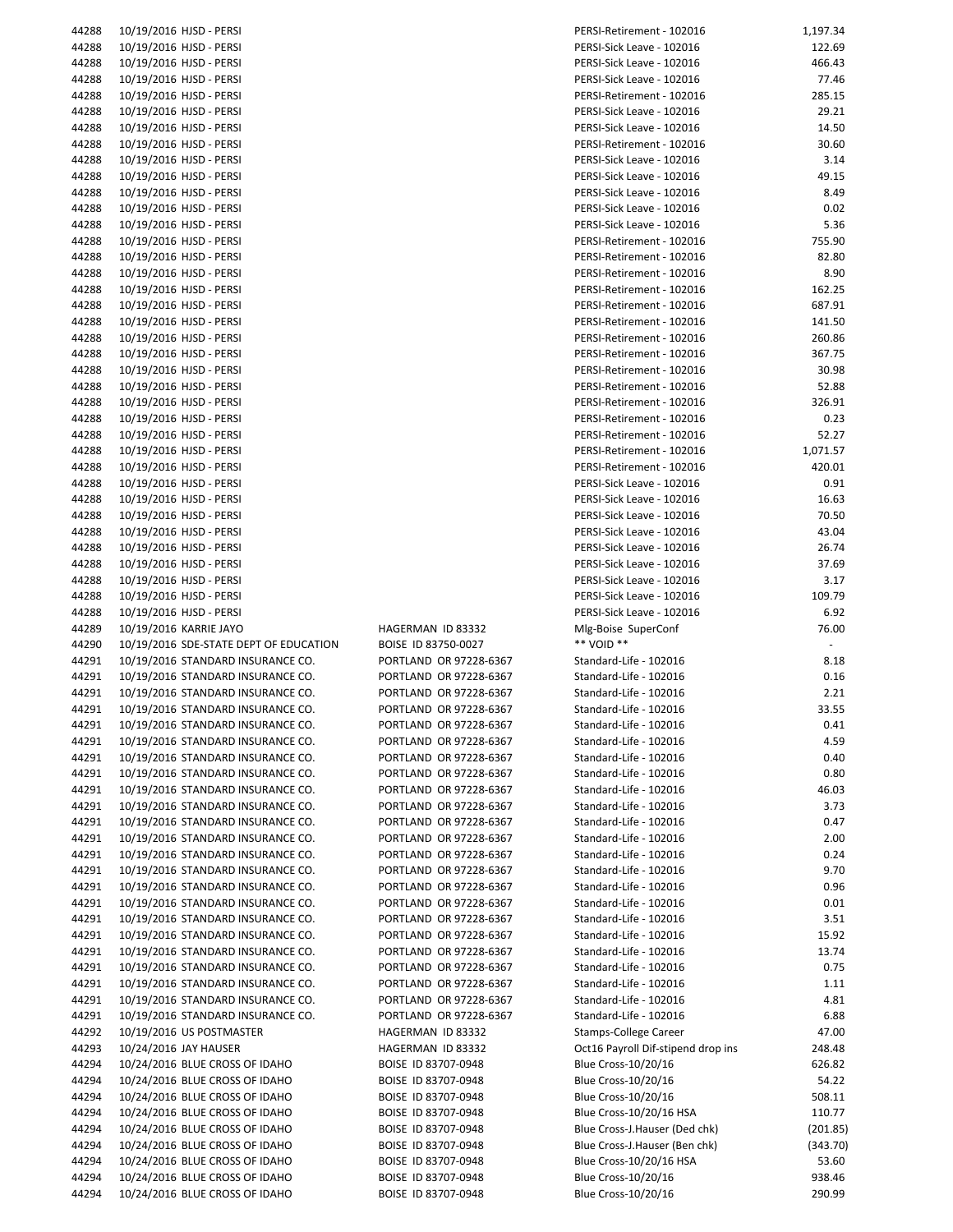| | | | | |
|---|---|---|---|---|
| 44288 | 10/19/2016 HJSD - PERSI | | PERSI-Retirement - 102016 | 1,197.34 |
| 44288 | 10/19/2016 HJSD - PERSI | | PERSI-Sick Leave - 102016 | 122.69 |
| 44288 | 10/19/2016 HJSD - PERSI | | PERSI-Sick Leave - 102016 | 466.43 |
| 44288 | 10/19/2016 HJSD - PERSI | | PERSI-Sick Leave - 102016 | 77.46 |
| 44288 | 10/19/2016 HJSD - PERSI | | PERSI-Retirement - 102016 | 285.15 |
| 44288 | 10/19/2016 HJSD - PERSI | | PERSI-Sick Leave - 102016 | 29.21 |
| 44288 | 10/19/2016 HJSD - PERSI | | PERSI-Sick Leave - 102016 | 14.50 |
| 44288 | 10/19/2016 HJSD - PERSI | | PERSI-Retirement - 102016 | 30.60 |
| 44288 | 10/19/2016 HJSD - PERSI | | PERSI-Sick Leave - 102016 | 3.14 |
| 44288 | 10/19/2016 HJSD - PERSI | | PERSI-Sick Leave - 102016 | 49.15 |
| 44288 | 10/19/2016 HJSD - PERSI | | PERSI-Sick Leave - 102016 | 8.49 |
| 44288 | 10/19/2016 HJSD - PERSI | | PERSI-Sick Leave - 102016 | 0.02 |
| 44288 | 10/19/2016 HJSD - PERSI | | PERSI-Sick Leave - 102016 | 5.36 |
| 44288 | 10/19/2016 HJSD - PERSI | | PERSI-Retirement - 102016 | 755.90 |
| 44288 | 10/19/2016 HJSD - PERSI | | PERSI-Retirement - 102016 | 82.80 |
| 44288 | 10/19/2016 HJSD - PERSI | | PERSI-Retirement - 102016 | 8.90 |
| 44288 | 10/19/2016 HJSD - PERSI | | PERSI-Retirement - 102016 | 162.25 |
| 44288 | 10/19/2016 HJSD - PERSI | | PERSI-Retirement - 102016 | 687.91 |
| 44288 | 10/19/2016 HJSD - PERSI | | PERSI-Retirement - 102016 | 141.50 |
| 44288 | 10/19/2016 HJSD - PERSI | | PERSI-Retirement - 102016 | 260.86 |
| 44288 | 10/19/2016 HJSD - PERSI | | PERSI-Retirement - 102016 | 367.75 |
| 44288 | 10/19/2016 HJSD - PERSI | | PERSI-Retirement - 102016 | 30.98 |
| 44288 | 10/19/2016 HJSD - PERSI | | PERSI-Retirement - 102016 | 52.88 |
| 44288 | 10/19/2016 HJSD - PERSI | | PERSI-Retirement - 102016 | 326.91 |
| 44288 | 10/19/2016 HJSD - PERSI | | PERSI-Retirement - 102016 | 0.23 |
| 44288 | 10/19/2016 HJSD - PERSI | | PERSI-Retirement - 102016 | 52.27 |
| 44288 | 10/19/2016 HJSD - PERSI | | PERSI-Retirement - 102016 | 1,071.57 |
| 44288 | 10/19/2016 HJSD - PERSI | | PERSI-Retirement - 102016 | 420.01 |
| 44288 | 10/19/2016 HJSD - PERSI | | PERSI-Sick Leave - 102016 | 0.91 |
| 44288 | 10/19/2016 HJSD - PERSI | | PERSI-Sick Leave - 102016 | 16.63 |
| 44288 | 10/19/2016 HJSD - PERSI | | PERSI-Sick Leave - 102016 | 70.50 |
| 44288 | 10/19/2016 HJSD - PERSI | | PERSI-Sick Leave - 102016 | 43.04 |
| 44288 | 10/19/2016 HJSD - PERSI | | PERSI-Sick Leave - 102016 | 26.74 |
| 44288 | 10/19/2016 HJSD - PERSI | | PERSI-Sick Leave - 102016 | 37.69 |
| 44288 | 10/19/2016 HJSD - PERSI | | PERSI-Sick Leave - 102016 | 3.17 |
| 44288 | 10/19/2016 HJSD - PERSI | | PERSI-Sick Leave - 102016 | 109.79 |
| 44288 | 10/19/2016 HJSD - PERSI | | PERSI-Sick Leave - 102016 | 6.92 |
| 44289 | 10/19/2016 KARRIE JAYO | HAGERMAN ID 83332 | Mlg-Boise SuperConf | 76.00 |
| 44290 | 10/19/2016 SDE-STATE DEPT OF EDUCATION | BOISE ID 83750-0027 | ** VOID ** | - |
| 44291 | 10/19/2016 STANDARD INSURANCE CO. | PORTLAND OR 97228-6367 | Standard-Life - 102016 | 8.18 |
| 44291 | 10/19/2016 STANDARD INSURANCE CO. | PORTLAND OR 97228-6367 | Standard-Life - 102016 | 0.16 |
| 44291 | 10/19/2016 STANDARD INSURANCE CO. | PORTLAND OR 97228-6367 | Standard-Life - 102016 | 2.21 |
| 44291 | 10/19/2016 STANDARD INSURANCE CO. | PORTLAND OR 97228-6367 | Standard-Life - 102016 | 33.55 |
| 44291 | 10/19/2016 STANDARD INSURANCE CO. | PORTLAND OR 97228-6367 | Standard-Life - 102016 | 0.41 |
| 44291 | 10/19/2016 STANDARD INSURANCE CO. | PORTLAND OR 97228-6367 | Standard-Life - 102016 | 4.59 |
| 44291 | 10/19/2016 STANDARD INSURANCE CO. | PORTLAND OR 97228-6367 | Standard-Life - 102016 | 0.40 |
| 44291 | 10/19/2016 STANDARD INSURANCE CO. | PORTLAND OR 97228-6367 | Standard-Life - 102016 | 0.80 |
| 44291 | 10/19/2016 STANDARD INSURANCE CO. | PORTLAND OR 97228-6367 | Standard-Life - 102016 | 46.03 |
| 44291 | 10/19/2016 STANDARD INSURANCE CO. | PORTLAND OR 97228-6367 | Standard-Life - 102016 | 3.73 |
| 44291 | 10/19/2016 STANDARD INSURANCE CO. | PORTLAND OR 97228-6367 | Standard-Life - 102016 | 0.47 |
| 44291 | 10/19/2016 STANDARD INSURANCE CO. | PORTLAND OR 97228-6367 | Standard-Life - 102016 | 2.00 |
| 44291 | 10/19/2016 STANDARD INSURANCE CO. | PORTLAND OR 97228-6367 | Standard-Life - 102016 | 0.24 |
| 44291 | 10/19/2016 STANDARD INSURANCE CO. | PORTLAND OR 97228-6367 | Standard-Life - 102016 | 9.70 |
| 44291 | 10/19/2016 STANDARD INSURANCE CO. | PORTLAND OR 97228-6367 | Standard-Life - 102016 | 0.96 |
| 44291 | 10/19/2016 STANDARD INSURANCE CO. | PORTLAND OR 97228-6367 | Standard-Life - 102016 | 0.01 |
| 44291 | 10/19/2016 STANDARD INSURANCE CO. | PORTLAND OR 97228-6367 | Standard-Life - 102016 | 3.51 |
| 44291 | 10/19/2016 STANDARD INSURANCE CO. | PORTLAND OR 97228-6367 | Standard-Life - 102016 | 15.92 |
| 44291 | 10/19/2016 STANDARD INSURANCE CO. | PORTLAND OR 97228-6367 | Standard-Life - 102016 | 13.74 |
| 44291 | 10/19/2016 STANDARD INSURANCE CO. | PORTLAND OR 97228-6367 | Standard-Life - 102016 | 0.75 |
| 44291 | 10/19/2016 STANDARD INSURANCE CO. | PORTLAND OR 97228-6367 | Standard-Life - 102016 | 1.11 |
| 44291 | 10/19/2016 STANDARD INSURANCE CO. | PORTLAND OR 97228-6367 | Standard-Life - 102016 | 4.81 |
| 44291 | 10/19/2016 STANDARD INSURANCE CO. | PORTLAND OR 97228-6367 | Standard-Life - 102016 | 6.88 |
| 44292 | 10/19/2016 US POSTMASTER | HAGERMAN ID 83332 | Stamps-College Career | 47.00 |
| 44293 | 10/24/2016 JAY HAUSER | HAGERMAN ID 83332 | Oct16 Payroll Dif-stipend drop ins | 248.48 |
| 44294 | 10/24/2016 BLUE CROSS OF IDAHO | BOISE ID 83707-0948 | Blue Cross-10/20/16 | 626.82 |
| 44294 | 10/24/2016 BLUE CROSS OF IDAHO | BOISE ID 83707-0948 | Blue Cross-10/20/16 | 54.22 |
| 44294 | 10/24/2016 BLUE CROSS OF IDAHO | BOISE ID 83707-0948 | Blue Cross-10/20/16 | 508.11 |
| 44294 | 10/24/2016 BLUE CROSS OF IDAHO | BOISE ID 83707-0948 | Blue Cross-10/20/16 HSA | 110.77 |
| 44294 | 10/24/2016 BLUE CROSS OF IDAHO | BOISE ID 83707-0948 | Blue Cross-J.Hauser (Ded chk) | (201.85) |
| 44294 | 10/24/2016 BLUE CROSS OF IDAHO | BOISE ID 83707-0948 | Blue Cross-J.Hauser (Ben chk) | (343.70) |
| 44294 | 10/24/2016 BLUE CROSS OF IDAHO | BOISE ID 83707-0948 | Blue Cross-10/20/16 HSA | 53.60 |
| 44294 | 10/24/2016 BLUE CROSS OF IDAHO | BOISE ID 83707-0948 | Blue Cross-10/20/16 | 938.46 |
| 44294 | 10/24/2016 BLUE CROSS OF IDAHO | BOISE ID 83707-0948 | Blue Cross-10/20/16 | 290.99 |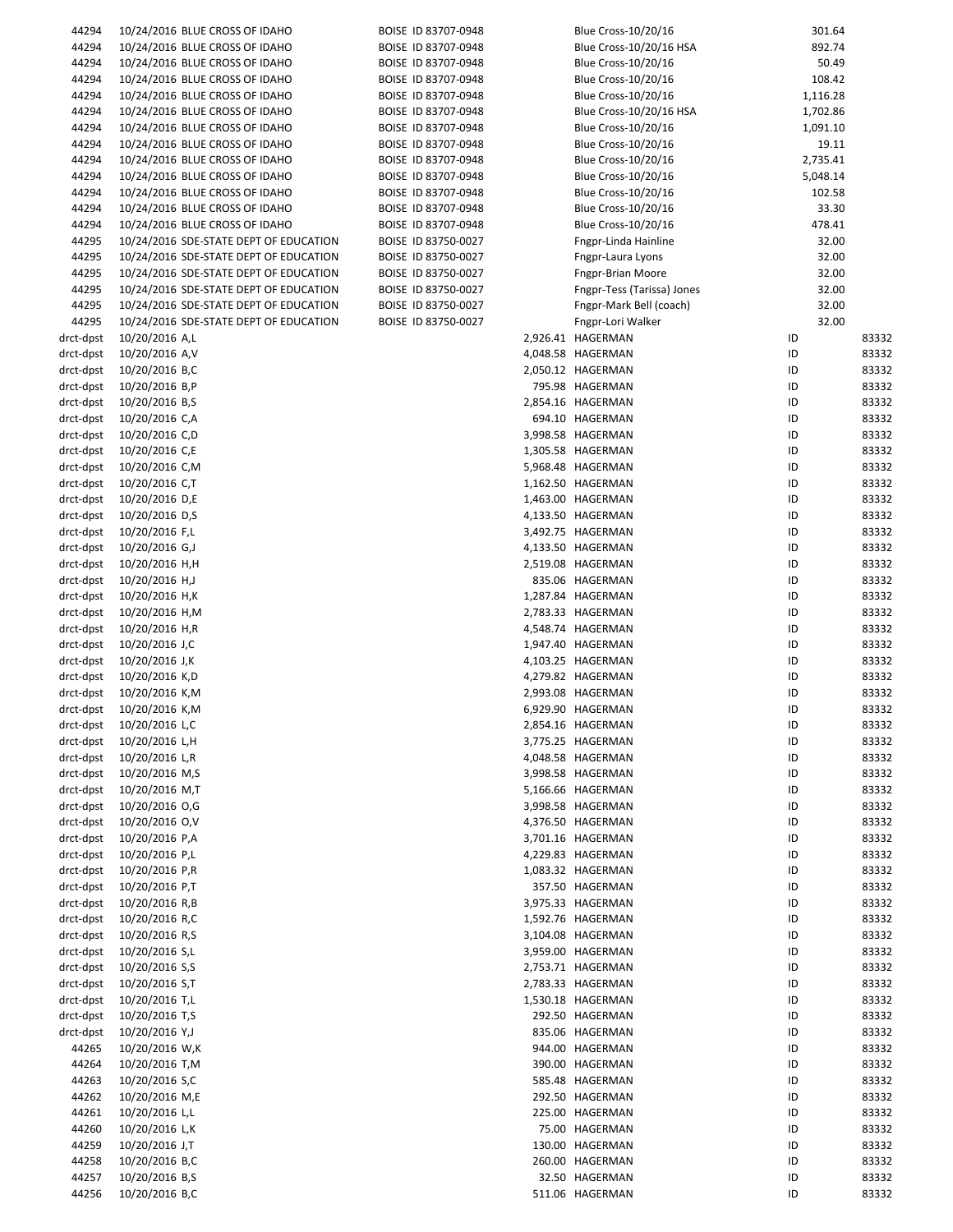| | | | | | | | |
|---|---|---|---|---|---|---|---|
| 44294 | 10/24/2016 | BLUE CROSS OF IDAHO | BOISE ID 83707-0948 | | Blue Cross-10/20/16 | 301.64 | |
| 44294 | 10/24/2016 | BLUE CROSS OF IDAHO | BOISE ID 83707-0948 | | Blue Cross-10/20/16 HSA | 892.74 | |
| 44294 | 10/24/2016 | BLUE CROSS OF IDAHO | BOISE ID 83707-0948 | | Blue Cross-10/20/16 | 50.49 | |
| 44294 | 10/24/2016 | BLUE CROSS OF IDAHO | BOISE ID 83707-0948 | | Blue Cross-10/20/16 | 108.42 | |
| 44294 | 10/24/2016 | BLUE CROSS OF IDAHO | BOISE ID 83707-0948 | | Blue Cross-10/20/16 | 1,116.28 | |
| 44294 | 10/24/2016 | BLUE CROSS OF IDAHO | BOISE ID 83707-0948 | | Blue Cross-10/20/16 HSA | 1,702.86 | |
| 44294 | 10/24/2016 | BLUE CROSS OF IDAHO | BOISE ID 83707-0948 | | Blue Cross-10/20/16 | 1,091.10 | |
| 44294 | 10/24/2016 | BLUE CROSS OF IDAHO | BOISE ID 83707-0948 | | Blue Cross-10/20/16 | 19.11 | |
| 44294 | 10/24/2016 | BLUE CROSS OF IDAHO | BOISE ID 83707-0948 | | Blue Cross-10/20/16 | 2,735.41 | |
| 44294 | 10/24/2016 | BLUE CROSS OF IDAHO | BOISE ID 83707-0948 | | Blue Cross-10/20/16 | 5,048.14 | |
| 44294 | 10/24/2016 | BLUE CROSS OF IDAHO | BOISE ID 83707-0948 | | Blue Cross-10/20/16 | 102.58 | |
| 44294 | 10/24/2016 | BLUE CROSS OF IDAHO | BOISE ID 83707-0948 | | Blue Cross-10/20/16 | 33.30 | |
| 44294 | 10/24/2016 | BLUE CROSS OF IDAHO | BOISE ID 83707-0948 | | Blue Cross-10/20/16 | 478.41 | |
| 44295 | 10/24/2016 | SDE-STATE DEPT OF EDUCATION | BOISE ID 83750-0027 | | Fngpr-Linda Hainline | 32.00 | |
| 44295 | 10/24/2016 | SDE-STATE DEPT OF EDUCATION | BOISE ID 83750-0027 | | Fngpr-Laura Lyons | 32.00 | |
| 44295 | 10/24/2016 | SDE-STATE DEPT OF EDUCATION | BOISE ID 83750-0027 | | Fngpr-Brian Moore | 32.00 | |
| 44295 | 10/24/2016 | SDE-STATE DEPT OF EDUCATION | BOISE ID 83750-0027 | | Fngpr-Tess (Tarissa) Jones | 32.00 | |
| 44295 | 10/24/2016 | SDE-STATE DEPT OF EDUCATION | BOISE ID 83750-0027 | | Fngpr-Mark Bell (coach) | 32.00 | |
| 44295 | 10/24/2016 | SDE-STATE DEPT OF EDUCATION | BOISE ID 83750-0027 | | Fngpr-Lori Walker | 32.00 | |
| drct-dpst | 10/20/2016 | A,L | | 2,926.41 | HAGERMAN | ID | 83332 |
| drct-dpst | 10/20/2016 | A,V | | 4,048.58 | HAGERMAN | ID | 83332 |
| drct-dpst | 10/20/2016 | B,C | | 2,050.12 | HAGERMAN | ID | 83332 |
| drct-dpst | 10/20/2016 | B,P | | 795.98 | HAGERMAN | ID | 83332 |
| drct-dpst | 10/20/2016 | B,S | | 2,854.16 | HAGERMAN | ID | 83332 |
| drct-dpst | 10/20/2016 | C,A | | 694.10 | HAGERMAN | ID | 83332 |
| drct-dpst | 10/20/2016 | C,D | | 3,998.58 | HAGERMAN | ID | 83332 |
| drct-dpst | 10/20/2016 | C,E | | 1,305.58 | HAGERMAN | ID | 83332 |
| drct-dpst | 10/20/2016 | C,M | | 5,968.48 | HAGERMAN | ID | 83332 |
| drct-dpst | 10/20/2016 | C,T | | 1,162.50 | HAGERMAN | ID | 83332 |
| drct-dpst | 10/20/2016 | D,E | | 1,463.00 | HAGERMAN | ID | 83332 |
| drct-dpst | 10/20/2016 | D,S | | 4,133.50 | HAGERMAN | ID | 83332 |
| drct-dpst | 10/20/2016 | F,L | | 3,492.75 | HAGERMAN | ID | 83332 |
| drct-dpst | 10/20/2016 | G,J | | 4,133.50 | HAGERMAN | ID | 83332 |
| drct-dpst | 10/20/2016 | H,H | | 2,519.08 | HAGERMAN | ID | 83332 |
| drct-dpst | 10/20/2016 | H,J | | 835.06 | HAGERMAN | ID | 83332 |
| drct-dpst | 10/20/2016 | H,K | | 1,287.84 | HAGERMAN | ID | 83332 |
| drct-dpst | 10/20/2016 | H,M | | 2,783.33 | HAGERMAN | ID | 83332 |
| drct-dpst | 10/20/2016 | H,R | | 4,548.74 | HAGERMAN | ID | 83332 |
| drct-dpst | 10/20/2016 | J,C | | 1,947.40 | HAGERMAN | ID | 83332 |
| drct-dpst | 10/20/2016 | J,K | | 4,103.25 | HAGERMAN | ID | 83332 |
| drct-dpst | 10/20/2016 | K,D | | 4,279.82 | HAGERMAN | ID | 83332 |
| drct-dpst | 10/20/2016 | K,M | | 2,993.08 | HAGERMAN | ID | 83332 |
| drct-dpst | 10/20/2016 | K,M | | 6,929.90 | HAGERMAN | ID | 83332 |
| drct-dpst | 10/20/2016 | L,C | | 2,854.16 | HAGERMAN | ID | 83332 |
| drct-dpst | 10/20/2016 | L,H | | 3,775.25 | HAGERMAN | ID | 83332 |
| drct-dpst | 10/20/2016 | L,R | | 4,048.58 | HAGERMAN | ID | 83332 |
| drct-dpst | 10/20/2016 | M,S | | 3,998.58 | HAGERMAN | ID | 83332 |
| drct-dpst | 10/20/2016 | M,T | | 5,166.66 | HAGERMAN | ID | 83332 |
| drct-dpst | 10/20/2016 | O,G | | 3,998.58 | HAGERMAN | ID | 83332 |
| drct-dpst | 10/20/2016 | O,V | | 4,376.50 | HAGERMAN | ID | 83332 |
| drct-dpst | 10/20/2016 | P,A | | 3,701.16 | HAGERMAN | ID | 83332 |
| drct-dpst | 10/20/2016 | P,L | | 4,229.83 | HAGERMAN | ID | 83332 |
| drct-dpst | 10/20/2016 | P,R | | 1,083.32 | HAGERMAN | ID | 83332 |
| drct-dpst | 10/20/2016 | P,T | | 357.50 | HAGERMAN | ID | 83332 |
| drct-dpst | 10/20/2016 | R,B | | 3,975.33 | HAGERMAN | ID | 83332 |
| drct-dpst | 10/20/2016 | R,C | | 1,592.76 | HAGERMAN | ID | 83332 |
| drct-dpst | 10/20/2016 | R,S | | 3,104.08 | HAGERMAN | ID | 83332 |
| drct-dpst | 10/20/2016 | S,L | | 3,959.00 | HAGERMAN | ID | 83332 |
| drct-dpst | 10/20/2016 | S,S | | 2,753.71 | HAGERMAN | ID | 83332 |
| drct-dpst | 10/20/2016 | S,T | | 2,783.33 | HAGERMAN | ID | 83332 |
| drct-dpst | 10/20/2016 | T,L | | 1,530.18 | HAGERMAN | ID | 83332 |
| drct-dpst | 10/20/2016 | T,S | | 292.50 | HAGERMAN | ID | 83332 |
| drct-dpst | 10/20/2016 | Y,J | | 835.06 | HAGERMAN | ID | 83332 |
| 44265 | 10/20/2016 | W,K | | 944.00 | HAGERMAN | ID | 83332 |
| 44264 | 10/20/2016 | T,M | | 390.00 | HAGERMAN | ID | 83332 |
| 44263 | 10/20/2016 | S,C | | 585.48 | HAGERMAN | ID | 83332 |
| 44262 | 10/20/2016 | M,E | | 292.50 | HAGERMAN | ID | 83332 |
| 44261 | 10/20/2016 | L,L | | 225.00 | HAGERMAN | ID | 83332 |
| 44260 | 10/20/2016 | L,K | | 75.00 | HAGERMAN | ID | 83332 |
| 44259 | 10/20/2016 | J,T | | 130.00 | HAGERMAN | ID | 83332 |
| 44258 | 10/20/2016 | B,C | | 260.00 | HAGERMAN | ID | 83332 |
| 44257 | 10/20/2016 | B,S | | 32.50 | HAGERMAN | ID | 83332 |
| 44256 | 10/20/2016 | B,C | | 511.06 | HAGERMAN | ID | 83332 |